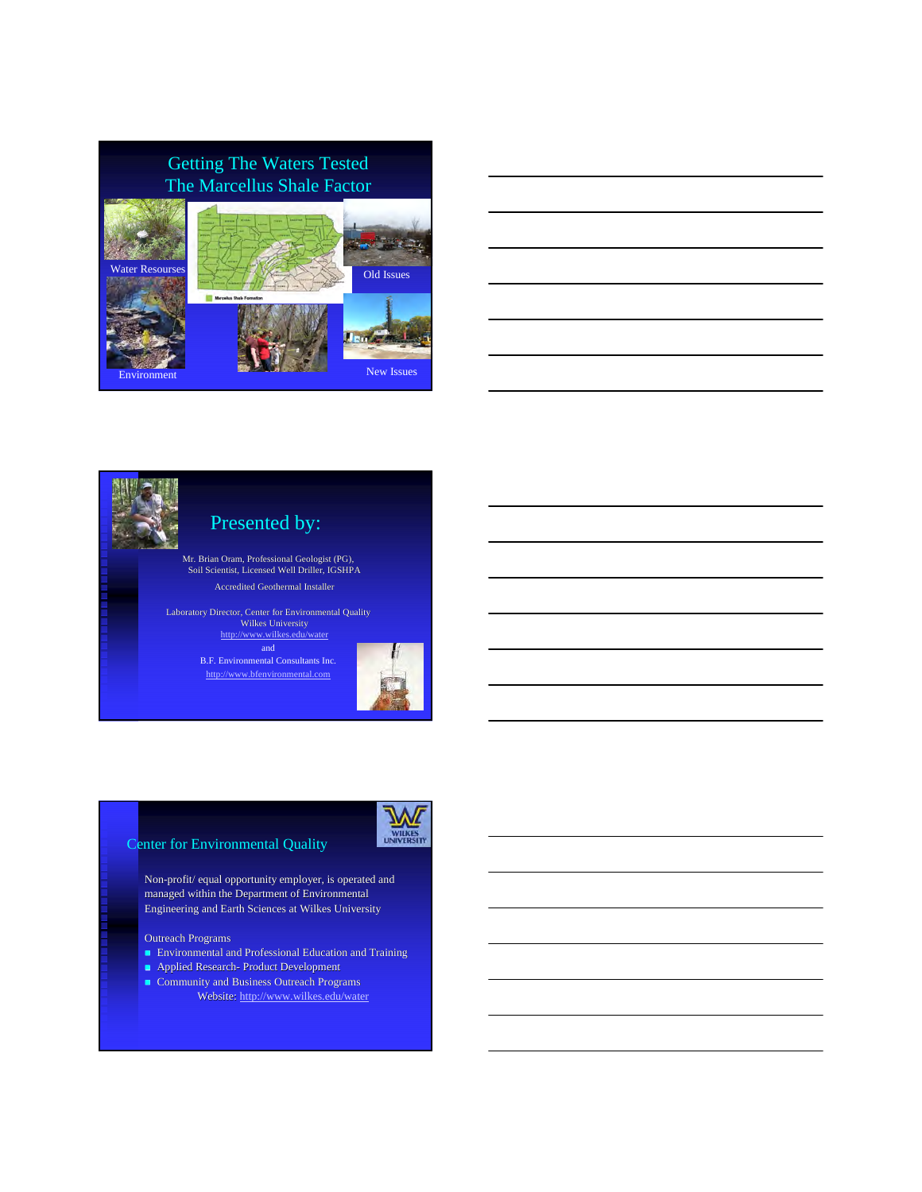# Getting The Waters Tested
## The Marcellus Shale Factor

Water Resourses

Old Issues

Environment

New Issues

---

## Presented by:

Mr. Brian Oram, Professional Geologist (PG), Soil Scientist, Licensed Well Driller, IGSHPA

Accredited Geothermal Installer

Laboratory Director, Center for Environmental Quality
Wilkes University
http://www.wilkes.edu/water

and

B.F. Environmental Consultants Inc.
http://www.bfenvironmental.com

---

## Center for Environmental Quality

Non-profit/ equal opportunity employer, is operated and managed within the Department of Environmental Engineering and Earth Sciences at Wilkes University

Outreach Programs

- Environmental and Professional Education and Training
- Applied Research- Product Development
- Community and Business Outreach Programs

Website: http://www.wilkes.edu/water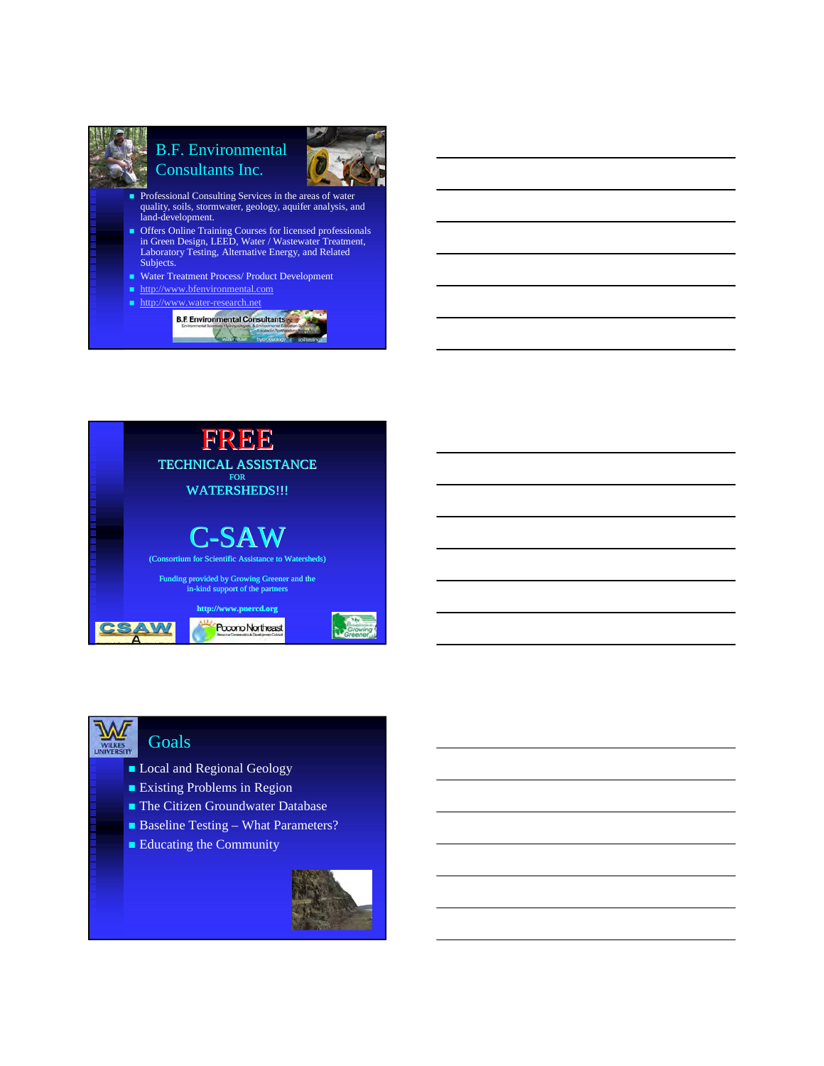## B.F. Environmental Consultants Inc.

- Professional Consulting Services in the areas of water quality, soils, stormwater, geology, aquifer analysis, and land-development.
- Offers Online Training Courses for licensed professionals in Green Design, LEED, Water / Wastewater Treatment, Laboratory Testing, Alternative Energy, and Related Subjects.
- Water Treatment Process/ Product Development
- http://www.bfenvironmental.com
- http://www.water-research.net

B.F. Environmental Consultants Inc.

## FREE

TECHNICAL ASSISTANCE

FOR

WATERSHEDS!!!

## C-SAW

(Consortium for Scientific Assistance to Watersheds)

Funding provided by Growing Greener and the in-kind support of the partners

http://www.pnercd.org

CSAW

Pocono Northeast

Growing Greener

## Goals

- Local and Regional Geology
- Existing Problems in Region
- The Citizen Groundwater Database
- Baseline Testing – What Parameters?
- Educating the Community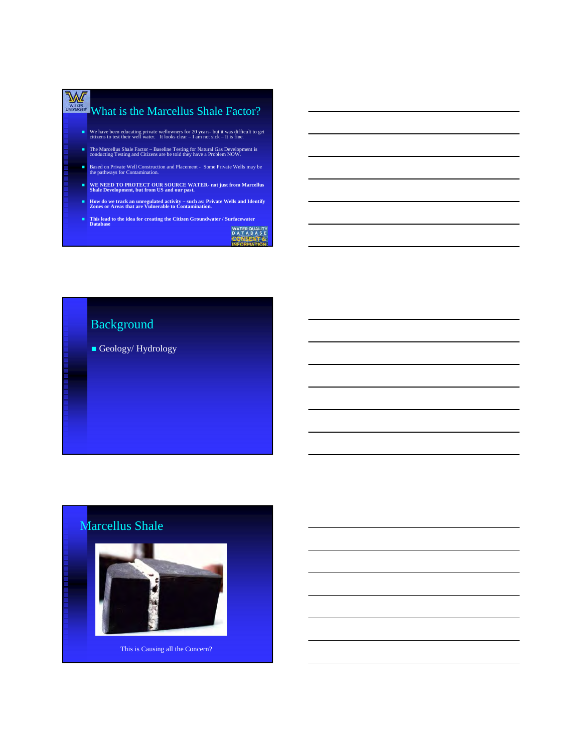## What is the Marcellus Shale Factor?

- We have been educating private wellowners for 20 years- but it was difficult to get citizens to test their well water. It looks clear – I am not sick – It is fine.
- The Marcellus Shale Factor – Baseline Testing for Natural Gas Development is conducting Testing and Citizens are be told they have a Problem NOW.
- Based on Private Well Construction and Placement - Some Private Wells may be the pathways for Contamination.
- **WE NEED TO PROTECT OUR SOURCE WATER- not just from Marcellus Shale Development, but from US and our past.**
- **How do we track an unregulated activity – such as: Private Wells and Identify Zones or Areas that are Vulnerable to Contamination.**
- **This lead to the idea for creating the Citizen Groundwater / Surfacewater Database**

## Background

- Geology/ Hydrology

## Marcellus Shale

This is Causing all the Concern?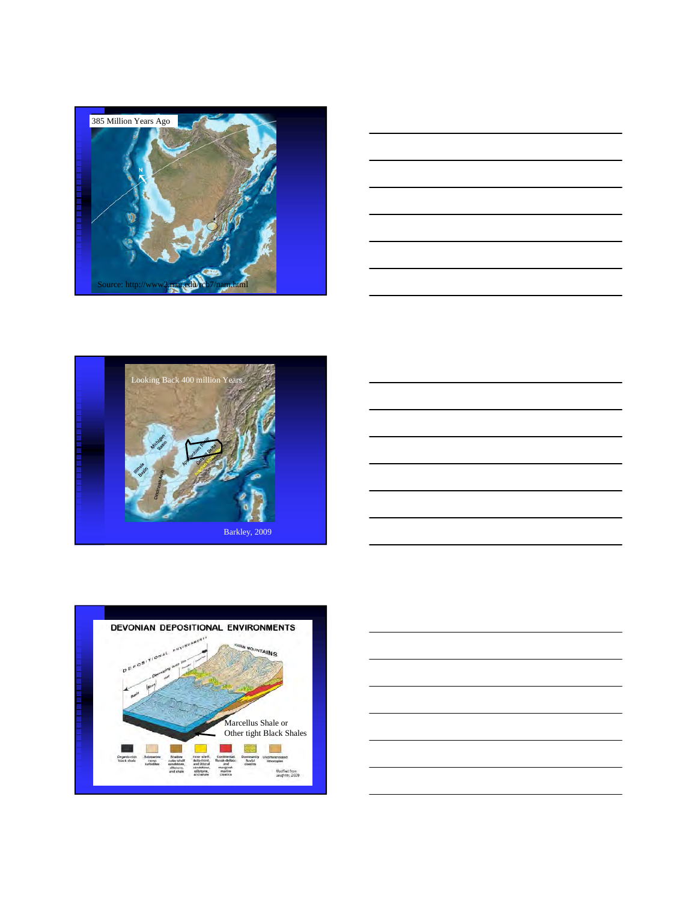385 Million Years Ago

Source: http://www2.nau.edu/rcb7/nam.html

Looking Back 400 million Years

Barkley, 2009

DEVONIAN DEPOSITIONAL ENVIRONMENTS

Marcellus Shale or
Other tight Black Shales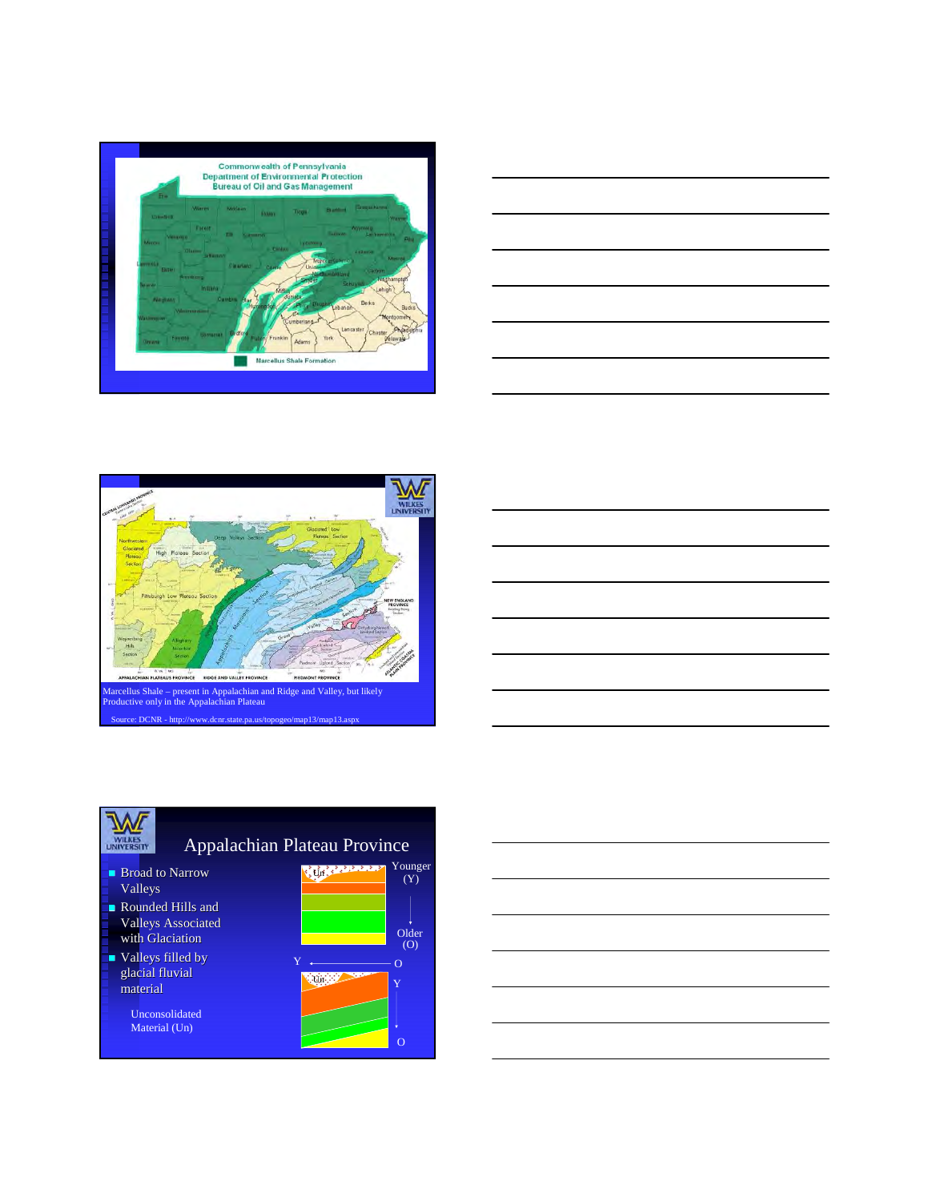Commonwealth of Pennsylvania
Department of Environmental Protection
Bureau of Oil and Gas Management

Marcellus Shale Formation

Marcellus Shale – present in Appalachian and Ridge and Valley, but likely Productive only in the Appalachian Plateau

Source: DCNR - http://www.dcnr.state.pa.us/topogeo/map13/map13.aspx

## Appalachian Plateau Province

- Broad to Narrow Valleys
- Rounded Hills and Valleys Associated with Glaciation
- Valleys filled by glacial fluvial material

Unconsolidated Material (Un)

Younger (Y)

Older (O)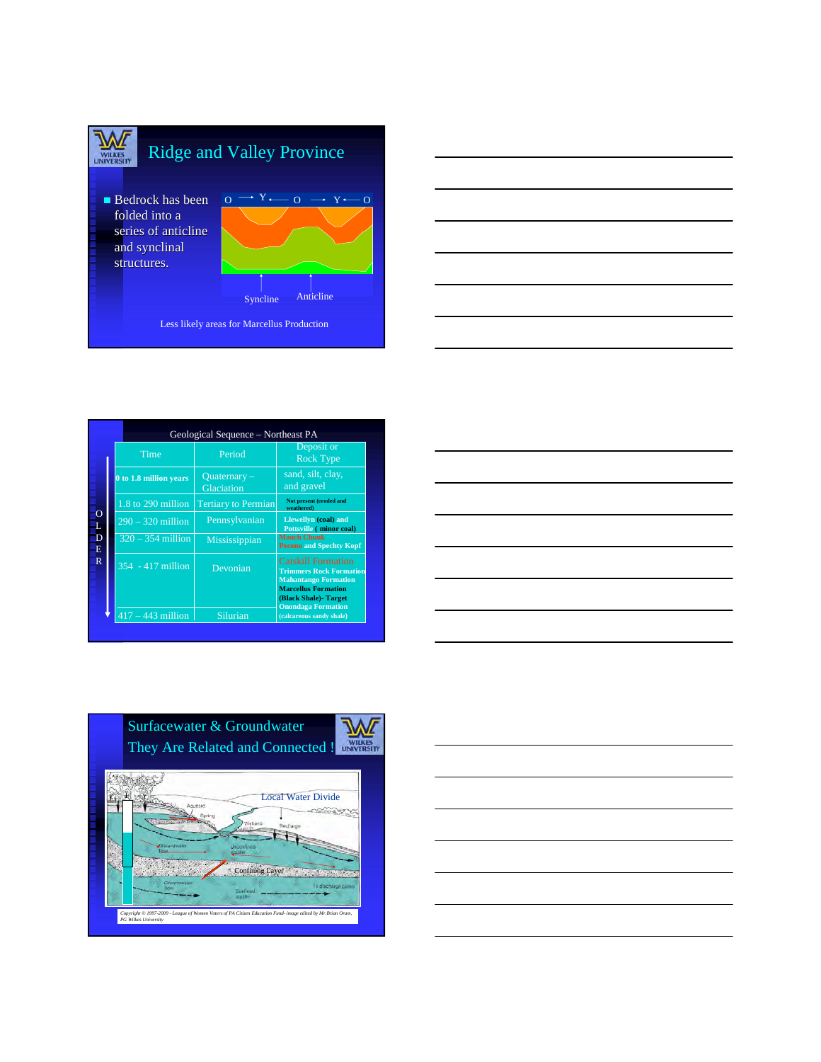## Ridge and Valley Province

- Bedrock has been folded into a series of anticline and synclinal structures.

O → Y ← O → Y ← O

Syncline    Anticline

Less likely areas for Marcellus Production

---

Geological Sequence – Northeast PA

OLDER ↓

| Time | Period | Deposit or Rock Type |
| --- | --- | --- |
| **0 to 1.8 million years** | Quaternary – Glaciation | sand, silt, clay, and gravel |
| 1.8 to 290 million | Tertiary to Permian | **Not present (eroded and weathered)** |
| 290 – 320 million | Pennsylvanian | **Llewellyn (coal) and Pottsville ( minor coal)** |
| 320 – 354 million | Mississippian | **Mauch Chunk Pocono and Spechty Kopf** |
| 354 - 417 million | Devonian | Catskill Formation **Trimmers Rock Formation Mahantango Formation Marcellus Formation (Black Shale)- Target Onondaga Formation** |
| 417 – 443 million | Silurian | **(calcareous sandy shale)** |

---

## Surfacewater & Groundwater
## They Are Related and Connected !

Local Water Divide

Confining Layer

*Copyright © 1997-2009 - League of Women Voters of PA Citizen Education Fund- image edited by Mr.Brian Oram, PG Wilkes University*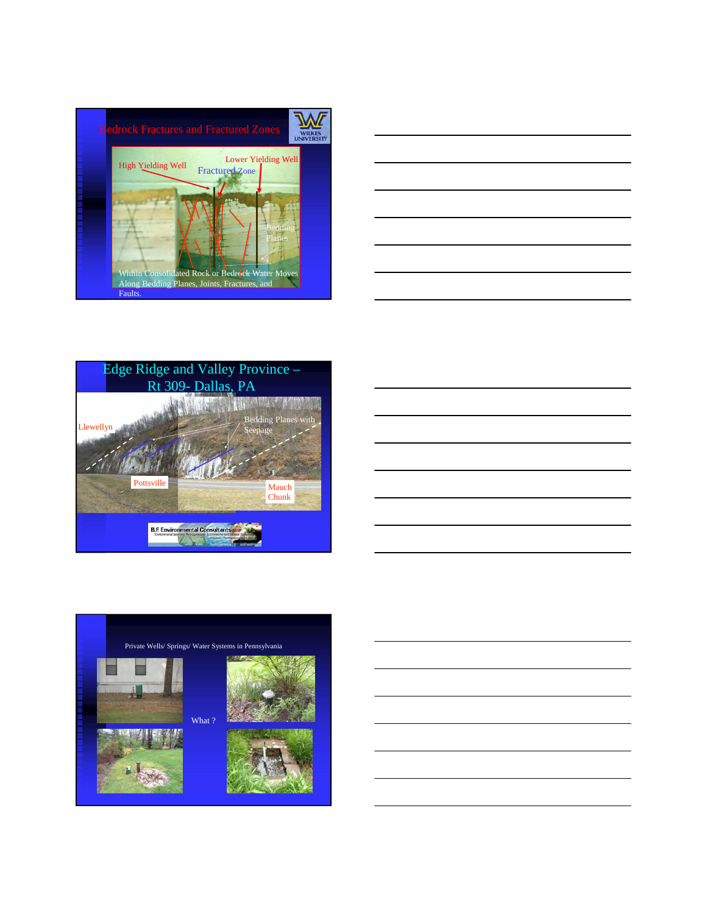## Bedrock Fractures and Fractured Zones

High Yielding Well

Lower Yielding Well

Fractured Zone

Bedding Planes

Within Consolidated Rock or Bedrock Water Moves Along Bedding Planes, Joints, Fractures, and Faults.

## Edge Ridge and Valley Province – Rt 309- Dallas, PA

Llewellyn

Bedding Planes with Seepage

Pottsville

Mauch Chunk

B.F. Environmental Consultants

## Private Wells/ Springs/ Water Systems in Pennsylvania

What ?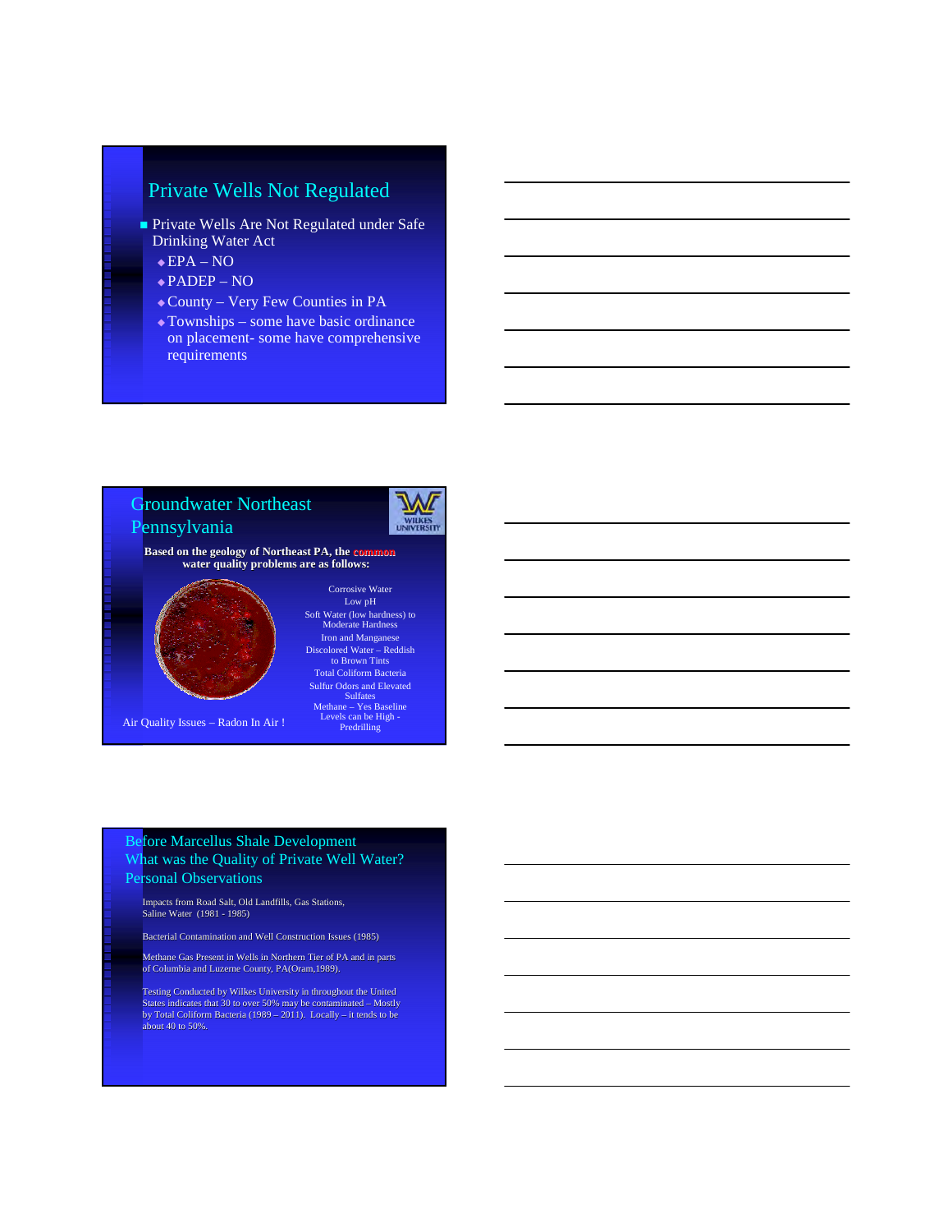## Private Wells Not Regulated

- Private Wells Are Not Regulated under Safe Drinking Water Act
  - EPA – NO
  - PADEP – NO
  - County – Very Few Counties in PA
  - Townships – some have basic ordinance on placement- some have comprehensive requirements

## Groundwater Northeast Pennsylvania

**Based on the geology of Northeast PA, the common water quality problems are as follows:**

- Corrosive Water
- Low pH
- Soft Water (low hardness) to Moderate Hardness
- Iron and Manganese
- Discolored Water – Reddish to Brown Tints
- Total Coliform Bacteria
- Sulfur Odors and Elevated Sulfates
- Methane – Yes Baseline Levels can be High - Predrilling

Air Quality Issues – Radon In Air !

## Before Marcellus Shale Development What was the Quality of Private Well Water? Personal Observations

Impacts from Road Salt, Old Landfills, Gas Stations, Saline Water (1981 - 1985)

Bacterial Contamination and Well Construction Issues (1985)

Methane Gas Present in Wells in Northern Tier of PA and in parts of Columbia and Luzerne County, PA(Oram,1989).

Testing Conducted by Wilkes University in throughout the United States indicates that 30 to over 50% may be contaminated – Mostly by Total Coliform Bacteria (1989 – 2011). Locally – it tends to be about 40 to 50%.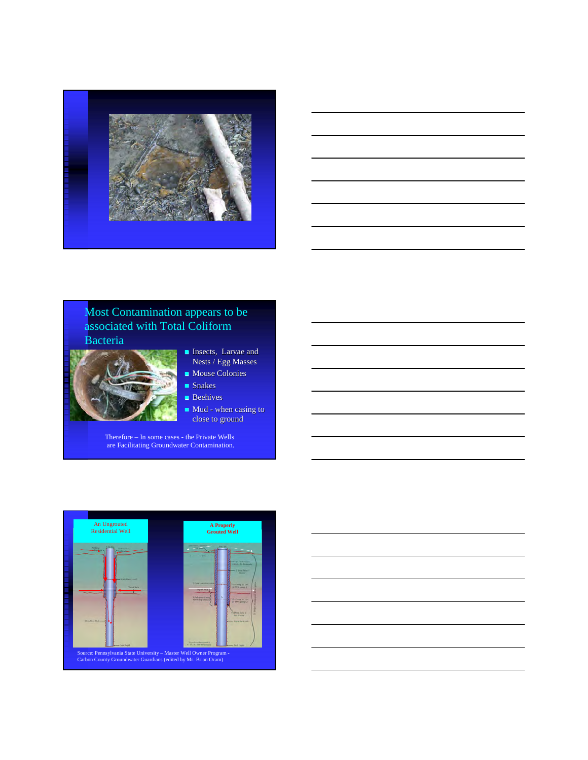## Most Contamination appears to be associated with Total Coliform Bacteria

- Insects, Larvae and Nests / Egg Masses
- Mouse Colonies
- Snakes
- Beehives
- Mud - when casing to close to ground

Therefore – In some cases - the Private Wells are Facilitating Groundwater Contamination.

An Ungrouted Residential Well

A Properly Grouted Well

Source: Pennsylvania State University – Master Well Owner Program - Carbon County Groundwater Guardians (edited by Mr. Brian Oram)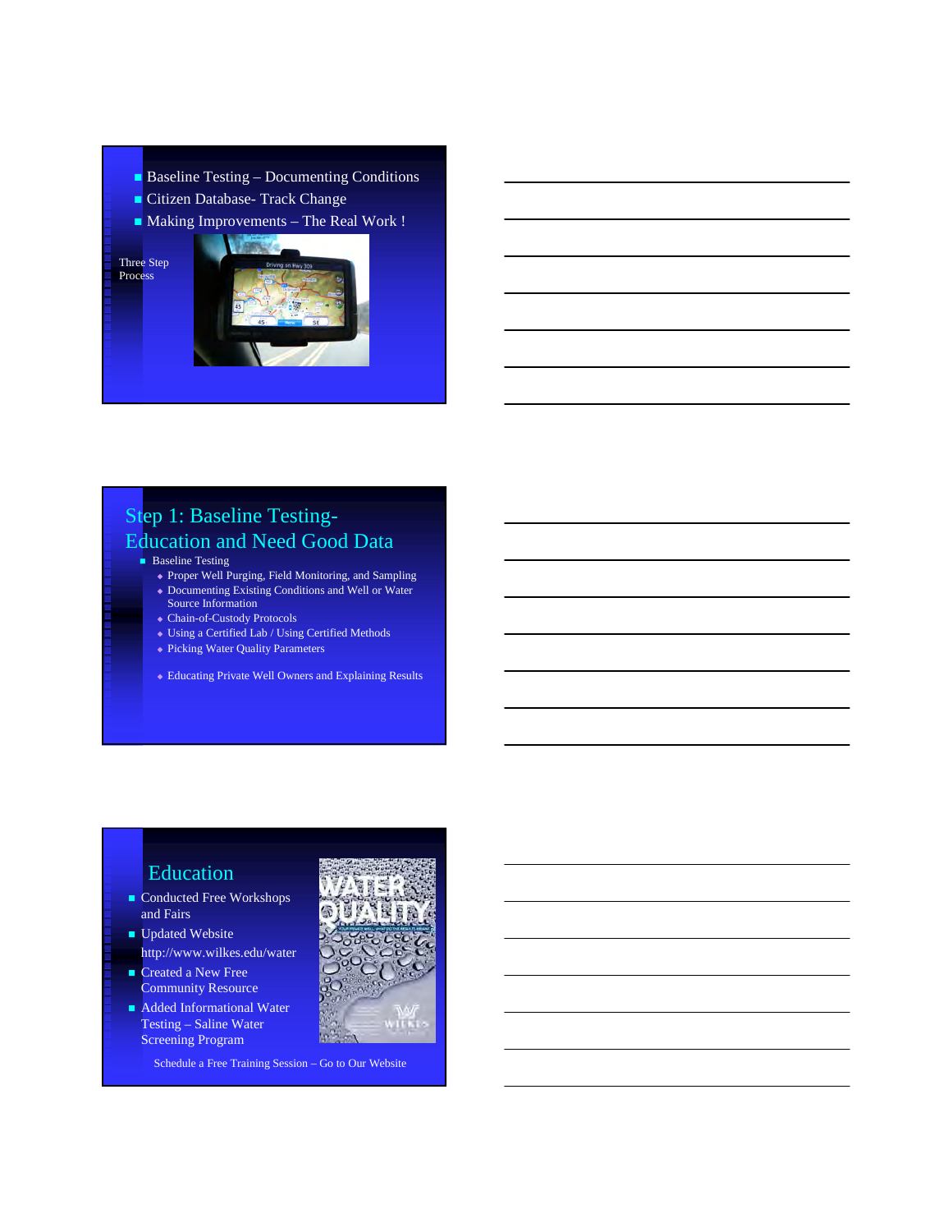- Baseline Testing – Documenting Conditions
- Citizen Database- Track Change
- Making Improvements – The Real Work !

Three Step Process

## Step 1: Baseline Testing- Education and Need Good Data

- Baseline Testing
  - Proper Well Purging, Field Monitoring, and Sampling
  - Documenting Existing Conditions and Well or Water Source Information
  - Chain-of-Custody Protocols
  - Using a Certified Lab / Using Certified Methods
  - Picking Water Quality Parameters
  - Educating Private Well Owners and Explaining Results

## Education

- Conducted Free Workshops and Fairs
- Updated Website http://www.wilkes.edu/water
- Created a New Free Community Resource
- Added Informational Water Testing – Saline Water Screening Program

Schedule a Free Training Session – Go to Our Website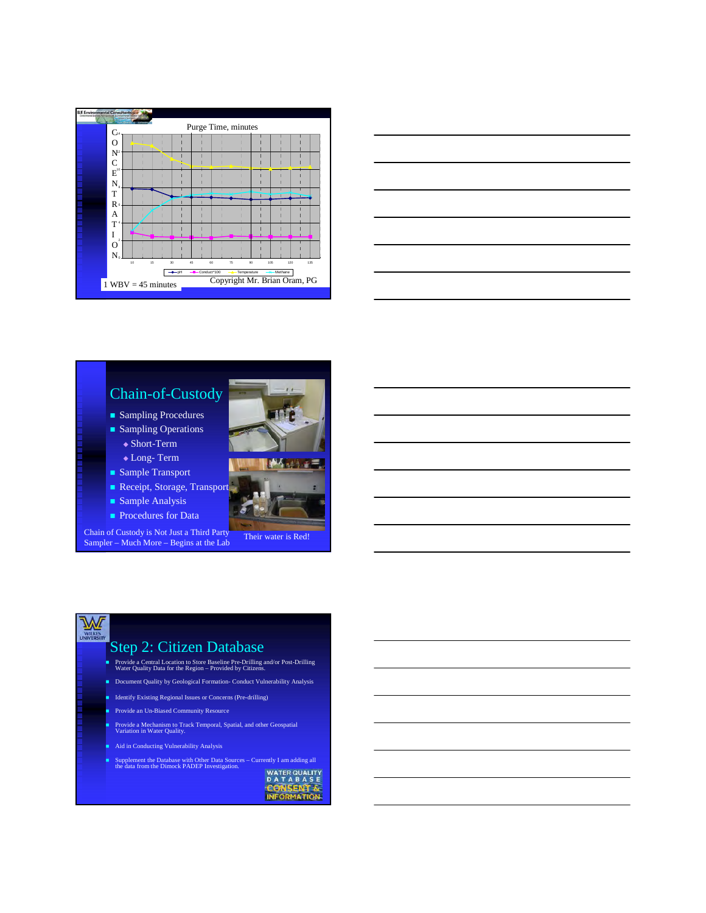Purge Time, minutes

CONCENTRATION

1 WBV = 45 minutes

Copyright Mr. Brian Oram, PG

## Chain-of-Custody

- Sampling Procedures
- Sampling Operations
  - Short-Term
  - Long- Term
- Sample Transport
- Receipt, Storage, Transport
- Sample Analysis
- Procedures for Data

Chain of Custody is Not Just a Third Party Sampler – Much More – Begins at the Lab

Their water is Red!

## Step 2: Citizen Database

- Provide a Central Location to Store Baseline Pre-Drilling and/or Post-Drilling Water Quality Data for the Region – Provided by Citizens.
- Document Quality by Geological Formation- Conduct Vulnerability Analysis
- Identify Existing Regional Issues or Concerns (Pre-drilling)
- Provide an Un-Biased Community Resource
- Provide a Mechanism to Track Temporal, Spatial, and other Geospatial Variation in Water Quality.
- Aid in Conducting Vulnerability Analysis
- Supplement the Database with Other Data Sources – Currently I am adding all the data from the Dimock PADEP Investigation.

WATER QUALITY DATABASE CONSENT & INFORMATION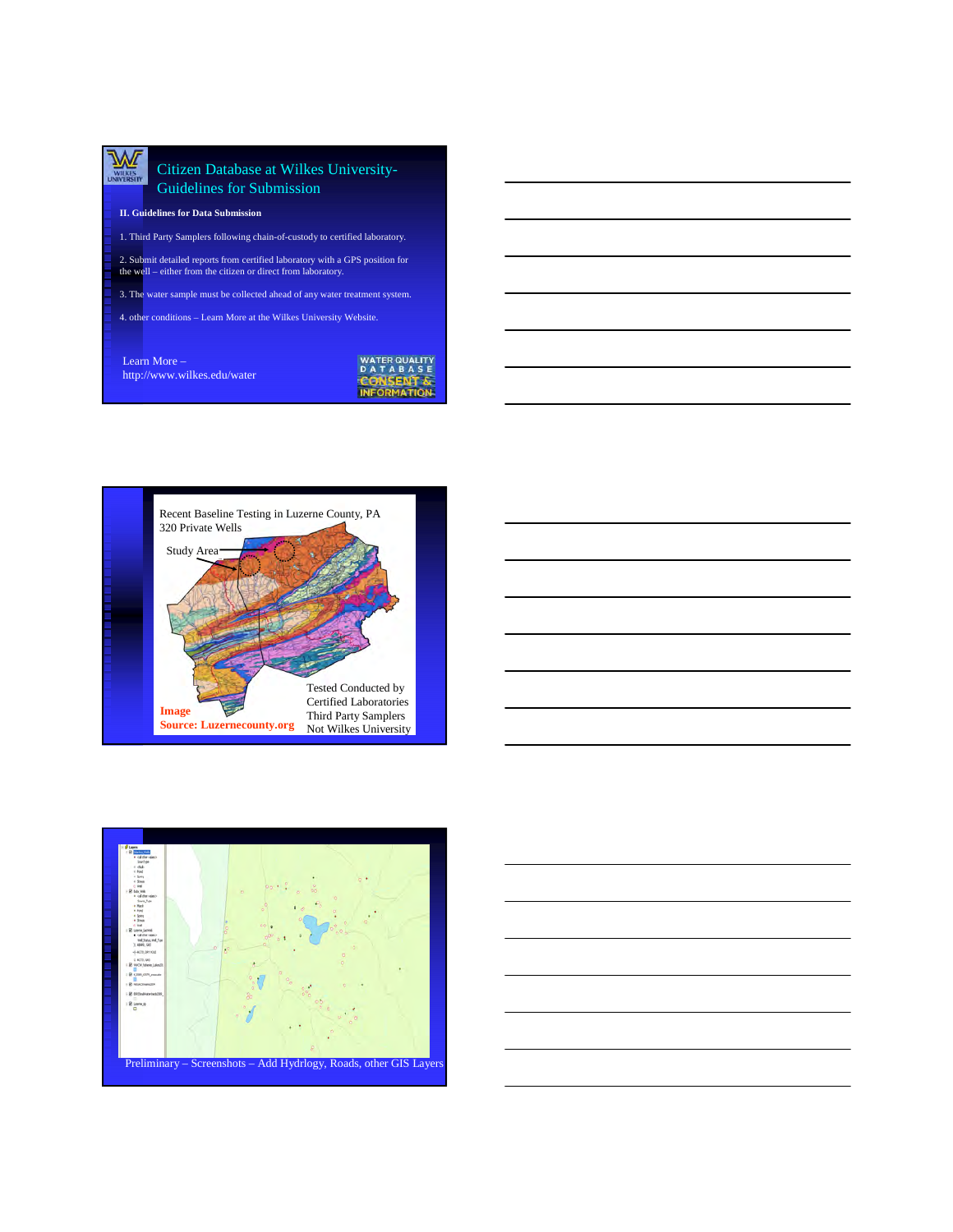## Citizen Database at Wilkes University- Guidelines for Submission

**II. Guidelines for Data Submission**

1. Third Party Samplers following chain-of-custody to certified laboratory.

2. Submit detailed reports from certified laboratory with a GPS position for the well – either from the citizen or direct from laboratory.

3. The water sample must be collected ahead of any water treatment system.

4. other conditions – Learn More at the Wilkes University Website.

Learn More – http://www.wilkes.edu/water

WATER QUALITY DATABASE CONSENT & INFORMATION

---

Recent Baseline Testing in Luzerne County, PA
320 Private Wells

Study Area

Tested Conducted by
Certified Laboratories
Third Party Samplers
Not Wilkes University

**Image Source: Luzernecounty.org**

---

Preliminary – Screenshots – Add Hydrlogy, Roads, other GIS Layers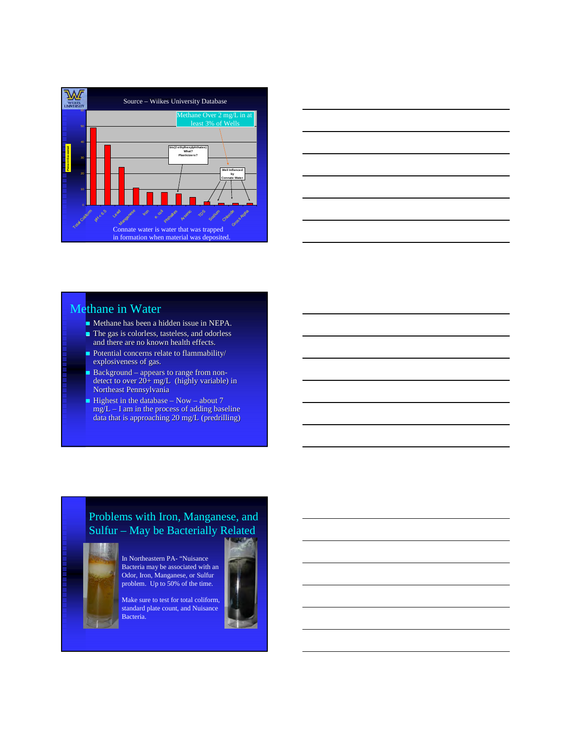Source – Wilkes University Database

Methane Over 2 mg/L in at least 3% of Wells

bis(2 ethylhexylphthates) What? Plasticizers?

Well Influenced by Connate Water

Percent Exceeded

Total Coliform, pH < 6.5, Lead, Manganese, Iron, e. coli, Phthalates, Arsenic, TDS, Sodium, Chloride, Gross Alpha

Connate water is water that was trapped in formation when material was deposited.

## Methane in Water

- Methane has been a hidden issue in NEPA.
- The gas is colorless, tasteless, and odorless and there are no known health effects.
- Potential concerns relate to flammability/ explosiveness of gas.
- Background – appears to range from non-detect to over 20+ mg/L (highly variable) in Northeast Pennsylvania
- Highest in the database – Now – about 7 mg/L – I am in the process of adding baseline data that is approaching 20 mg/L (predrilling)

## Problems with Iron, Manganese, and Sulfur – May be Bacterially Related

In Northeastern PA- "Nuisance Bacteria may be associated with an Odor, Iron, Manganese, or Sulfur problem. Up to 50% of the time.

Make sure to test for total coliform, standard plate count, and Nuisance Bacteria.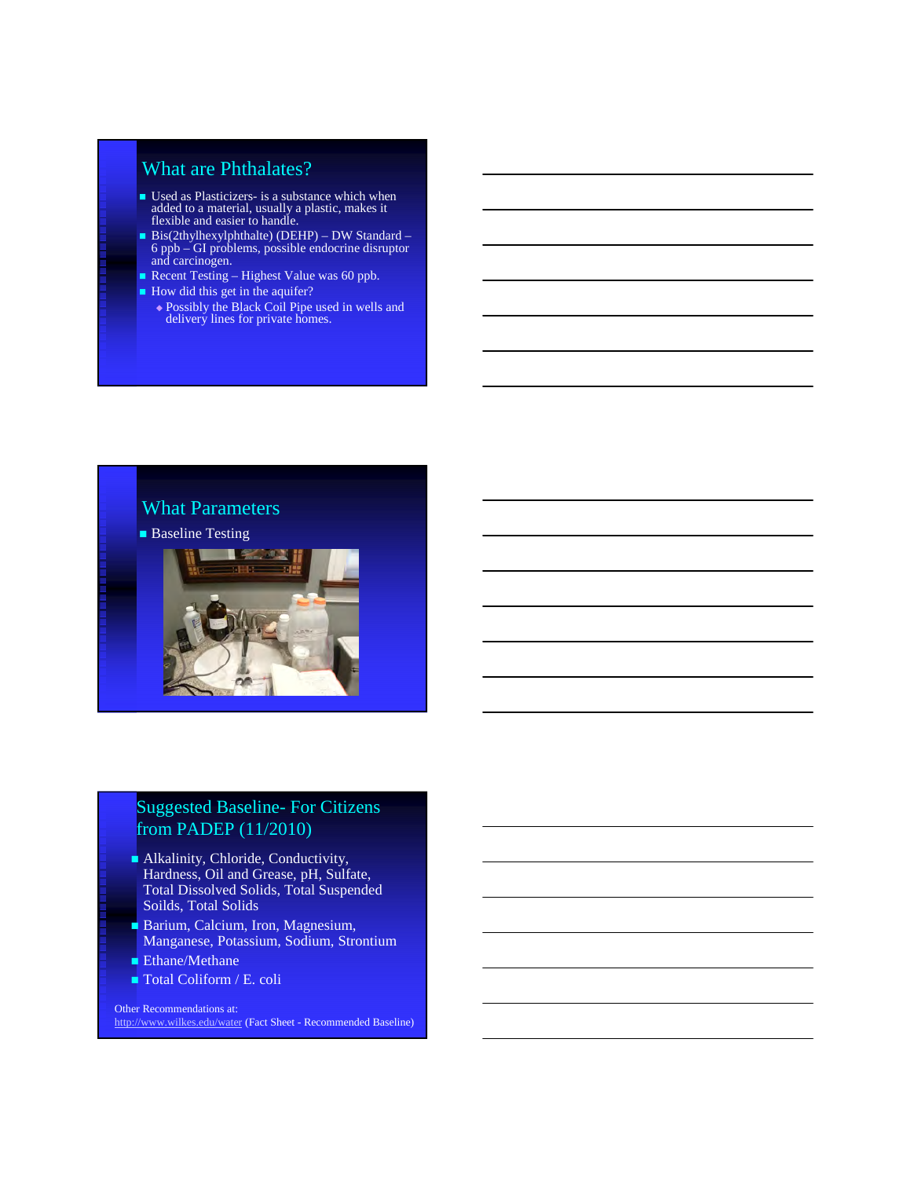## What are Phthalates?

- Used as Plasticizers- is a substance which when added to a material, usually a plastic, makes it flexible and easier to handle.
- Bis(2thylhexylphthalte) (DEHP) – DW Standard – 6 ppb – GI problems, possible endocrine disruptor and carcinogen.
- Recent Testing – Highest Value was 60 ppb.
- How did this get in the aquifer?
  - Possibly the Black Coil Pipe used in wells and delivery lines for private homes.

## What Parameters

- Baseline Testing

## Suggested Baseline- For Citizens from PADEP (11/2010)

- Alkalinity, Chloride, Conductivity, Hardness, Oil and Grease, pH, Sulfate, Total Dissolved Solids, Total Suspended Soilds, Total Solids
- Barium, Calcium, Iron, Magnesium, Manganese, Potassium, Sodium, Strontium
- Ethane/Methane
- Total Coliform / E. coli

Other Recommendations at:
http://www.wilkes.edu/water (Fact Sheet - Recommended Baseline)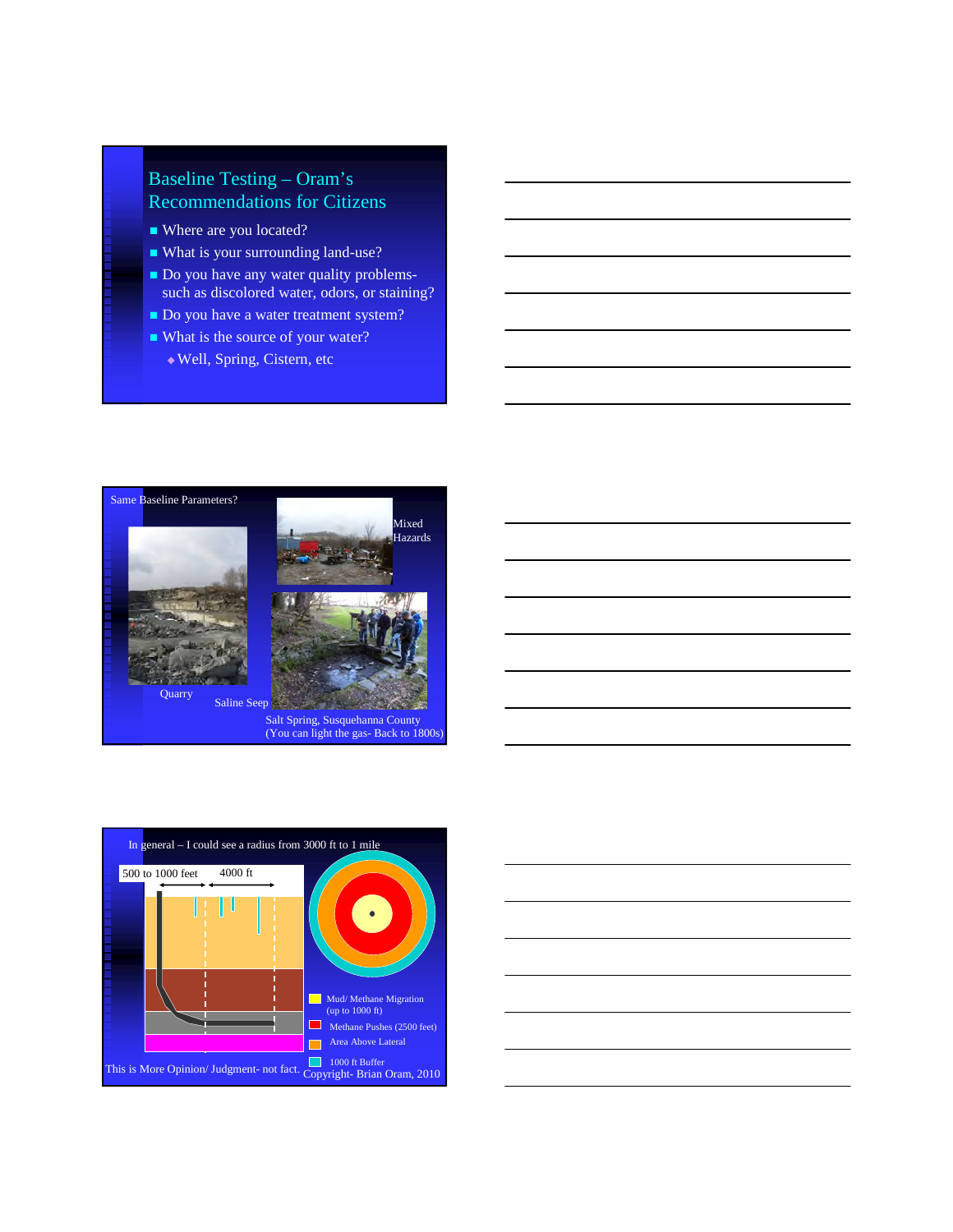## Baseline Testing – Oram's Recommendations for Citizens

- Where are you located?
- What is your surrounding land-use?
- Do you have any water quality problems- such as discolored water, odors, or staining?
- Do you have a water treatment system?
- What is the source of your water?
  - Well, Spring, Cistern, etc

---

Same Baseline Parameters?

Mixed Hazards

Quarry

Saline Seep

Salt Spring, Susquehanna County
(You can light the gas- Back to 1800s)

---

In general – I could see a radius from 3000 ft to 1 mile

500 to 1000 feet

4000 ft

Mud/ Methane Migration (up to 1000 ft)

Methane Pushes (2500 feet)

Area Above Lateral

1000 ft Buffer

This is More Opinion/ Judgment- not fact.

Copyright- Brian Oram, 2010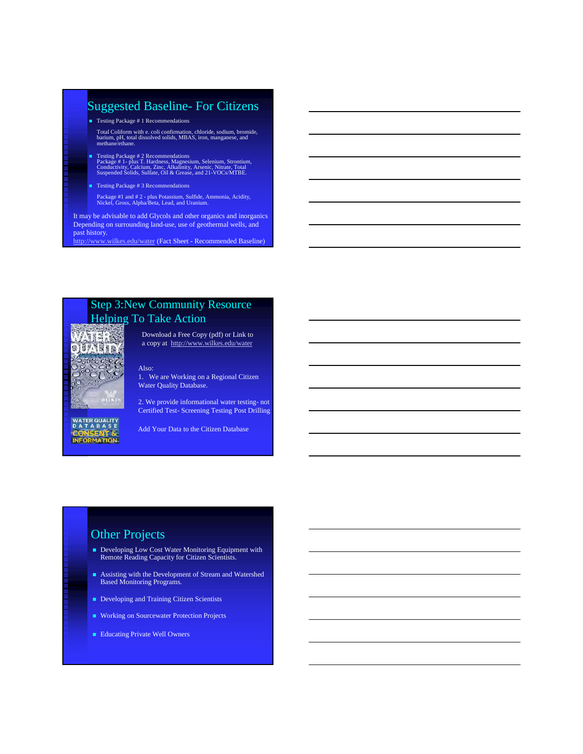## Suggested Baseline- For Citizens

- Testing Package # 1 Recommendations

  Total Coliform with e. coli confirmation, chloride, sodium, bromide, barium, pH, total dissolved solids, MBAS, iron, manganese, and methane/ethane.

- Testing Package # 2 Recommendations
  Package # 1- plus T. Hardness, Magnesium, Selenium, Strontium, Conductivity, Calcium, Zinc, Alkalinity, Arsenic, Nitrate, Total Suspended Solids, Sulfate, Oil & Grease, and 21-VOCs/MTBE.

- Testing Package # 3 Recommendations

  Package #1 and # 2 - plus Potassium, Sulfide, Ammonia, Acidity, Nickel, Gross, Alpha/Beta, Lead, and Uranium.

It may be advisable to add Glycols and other organics and inorganics Depending on surrounding land-use, use of geothermal wells, and past history.
http://www.wilkes.edu/water (Fact Sheet - Recommended Baseline)

## Step 3:New Community Resource Helping To Take Action

Download a Free Copy (pdf) or Link to a copy at http://www.wilkes.edu/water

Also:
1. We are Working on a Regional Citizen Water Quality Database.

2. We provide informational water testing- not Certified Test- Screening Testing Post Drilling

Add Your Data to the Citizen Database

## Other Projects

- Developing Low Cost Water Monitoring Equipment with Remote Reading Capacity for Citizen Scientists.
- Assisting with the Development of Stream and Watershed Based Monitoring Programs.
- Developing and Training Citizen Scientists
- Working on Sourcewater Protection Projects
- Educating Private Well Owners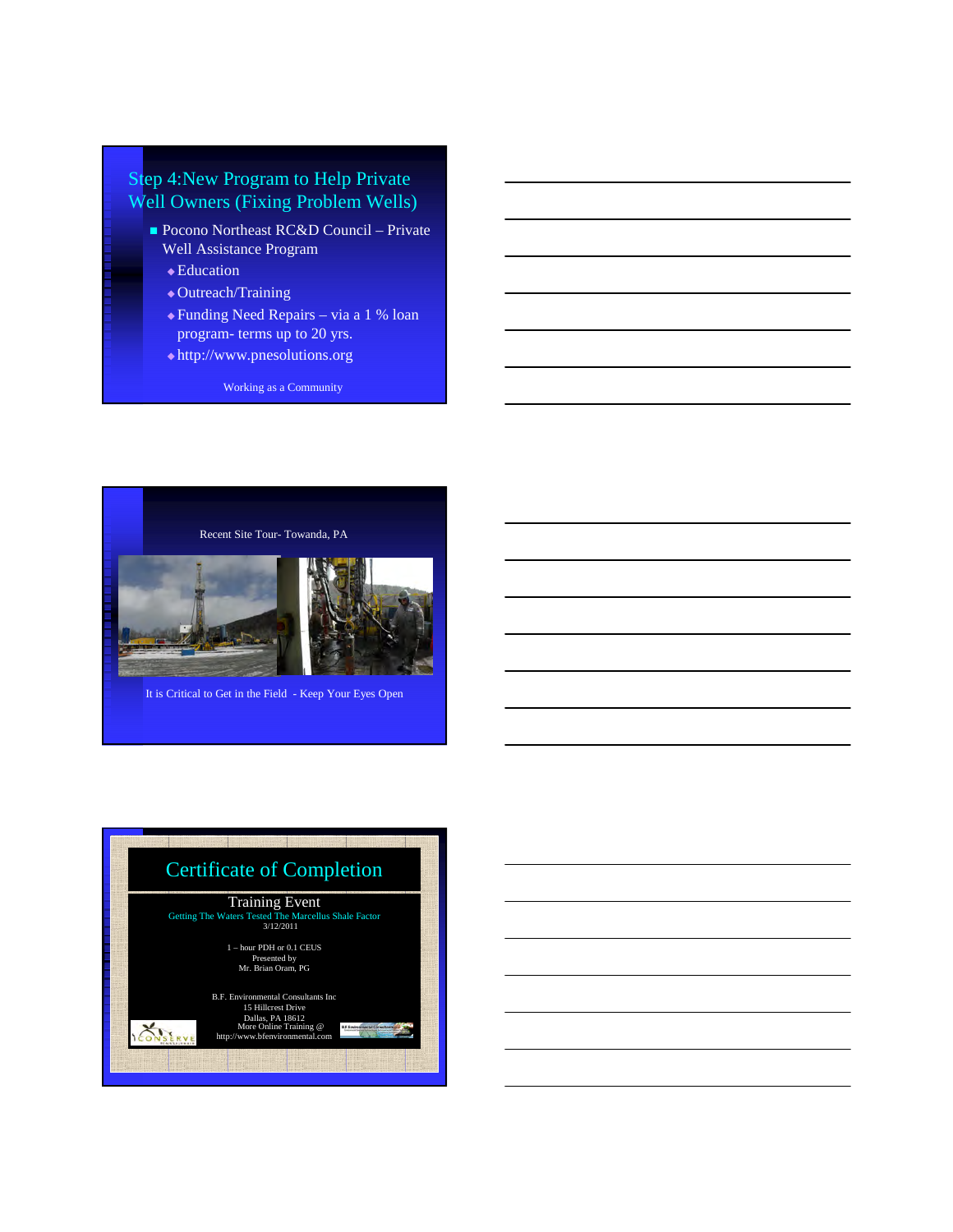## Step 4:New Program to Help Private Well Owners (Fixing Problem Wells)

- Pocono Northeast RC&D Council – Private Well Assistance Program
  - Education
  - Outreach/Training
  - Funding Need Repairs – via a 1 % loan program- terms up to 20 yrs.
  - http://www.pnesolutions.org

Working as a Community

Recent Site Tour- Towanda, PA

It is Critical to Get in the Field - Keep Your Eyes Open

## Certificate of Completion

Training Event

Getting The Waters Tested The Marcellus Shale Factor

3/12/2011

1 – hour PDH or 0.1 CEUS

Presented by

Mr. Brian Oram, PG

B.F. Environmental Consultants Inc

15 Hillcrest Drive

Dallas, PA 18612

More Online Training @

http://www.bfenvironmental.com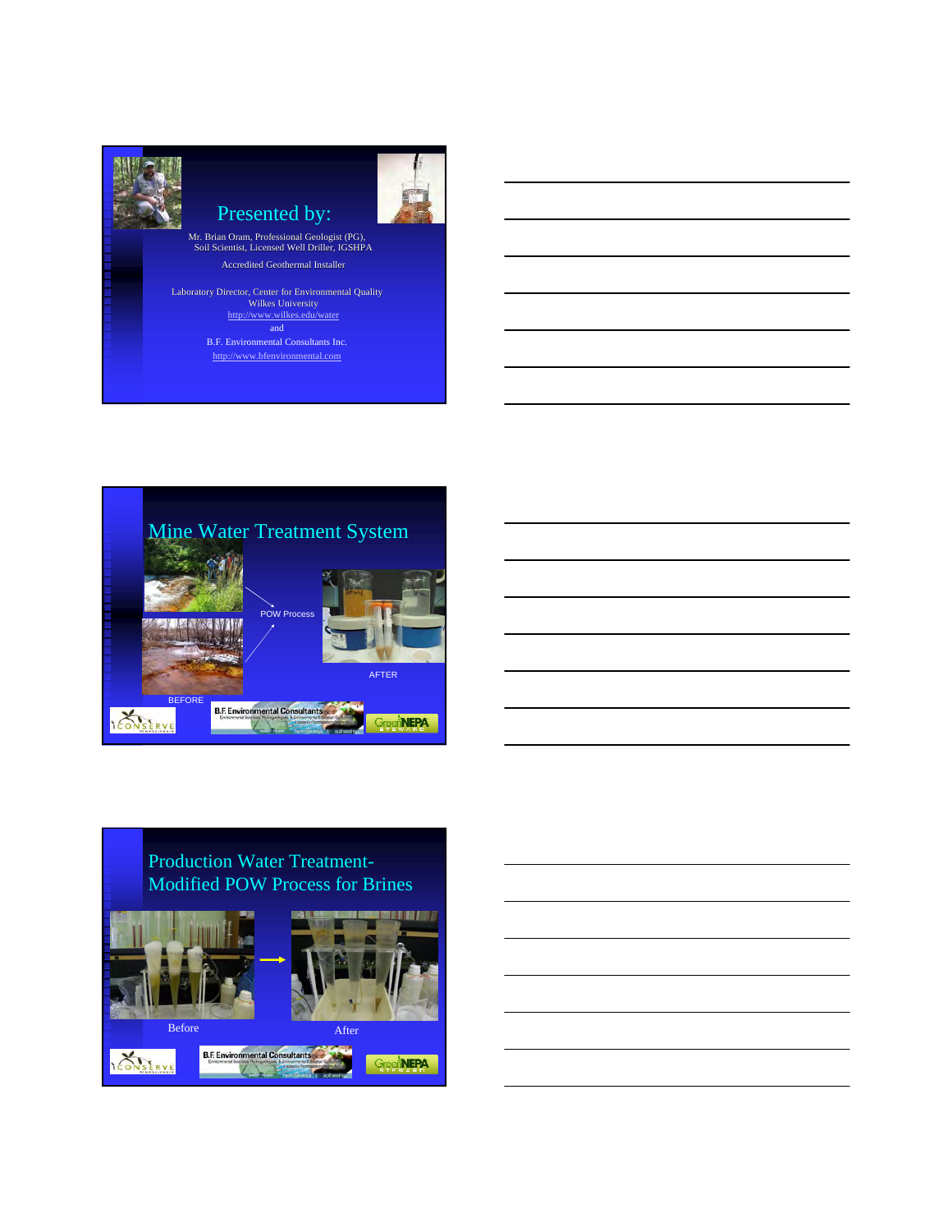## Presented by:

Mr. Brian Oram, Professional Geologist (PG), Soil Scientist, Licensed Well Driller, IGSHPA

Accredited Geothermal Installer

Laboratory Director, Center for Environmental Quality
Wilkes University
http://www.wilkes.edu/water
and
B.F. Environmental Consultants Inc.
http://www.bfenvironmental.com

## Mine Water Treatment System

BEFORE

POW Process

AFTER

## Production Water Treatment- Modified POW Process for Brines

Before

After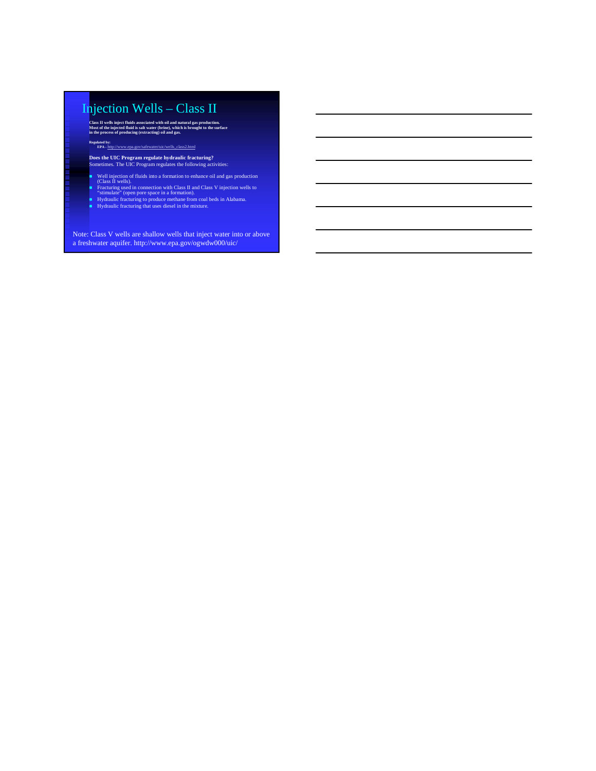# Injection Wells – Class II

**Class II wells inject fluids associated with oil and natural gas production. Most of the injected fluid is salt water (brine), which is brought to the surface in the process of producing (extracting) oil and gas.**

**Regulated by:**
**EPA** - http://www.epa.gov/safewater/uic/wells_class2.html

**Does the UIC Program regulate hydraulic fracturing?**
Sometimes. The UIC Program regulates the following activities:

- Well injection of fluids into a formation to enhance oil and gas production (Class II wells).
- Fracturing used in connection with Class II and Class V injection wells to "stimulate" (open pore space in a formation).
- Hydraulic fracturing to produce methane from coal beds in Alabama.
- Hydraulic fracturing that uses diesel in the mixture.

Note: Class V wells are shallow wells that inject water into or above a freshwater aquifer. http://www.epa.gov/ogwdw000/uic/